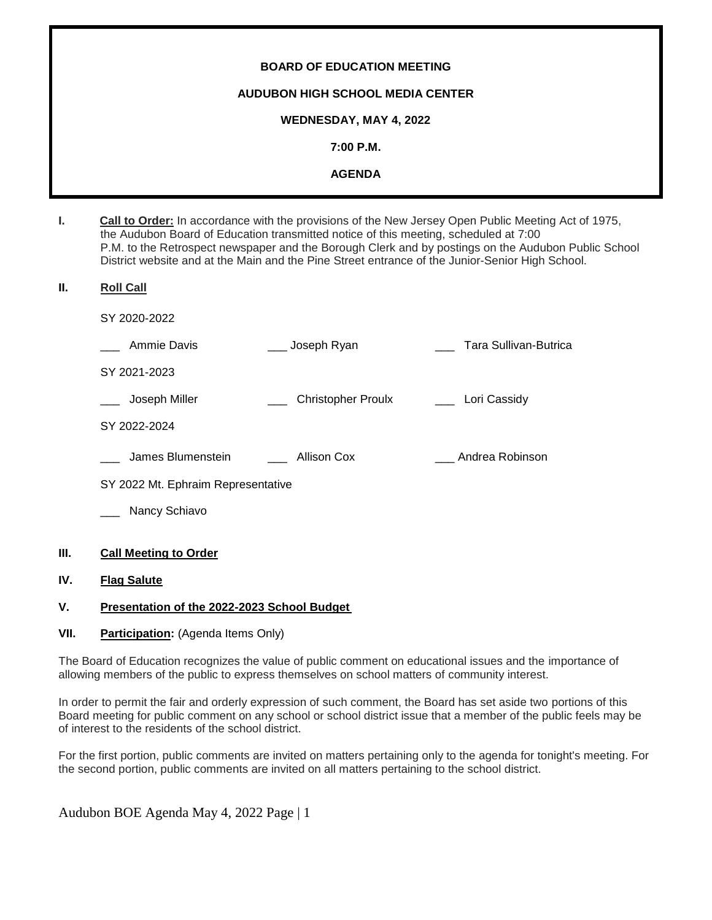**BOARD OF EDUCATION MEETING**

**AUDUBON HIGH SCHOOL MEDIA CENTER**

**WEDNESDAY, MAY 4, 2022**

**7:00 P.M.**

**AGENDA**

**I. Call to Order:** In accordance with the provisions of the New Jersey Open Public Meeting Act of 1975, the Audubon Board of Education transmitted notice of this meeting, scheduled at 7:00 P.M. to the Retrospect newspaper and the Borough Clerk and by postings on the Audubon Public School District website and at the Main and the Pine Street entrance of the Junior-Senior High School.

**II. Roll Call**

SY 2020-2022

___ Ammie Davis ___ Joseph Ryan ___ Tara Sullivan-Butrica

SY 2021-2023

___ Joseph Miller ___ Christopher Proulx ___ Lori Cassidy

SY 2022-2024

___ James Blumenstein ___ Allison Cox ___ Andrea Robinson

SY 2022 Mt. Ephraim Representative

___ Nancy Schiavo

**III. Call Meeting to Order**

**IV. Flag Salute**

**V. Presentation of the 2022-2023 School Budget**

**VII. Participation:** (Agenda Items Only)

The Board of Education recognizes the value of public comment on educational issues and the importance of allowing members of the public to express themselves on school matters of community interest.

In order to permit the fair and orderly expression of such comment, the Board has set aside two portions of this Board meeting for public comment on any school or school district issue that a member of the public feels may be of interest to the residents of the school district.

For the first portion, public comments are invited on matters pertaining only to the agenda for tonight's meeting. For the second portion, public comments are invited on all matters pertaining to the school district.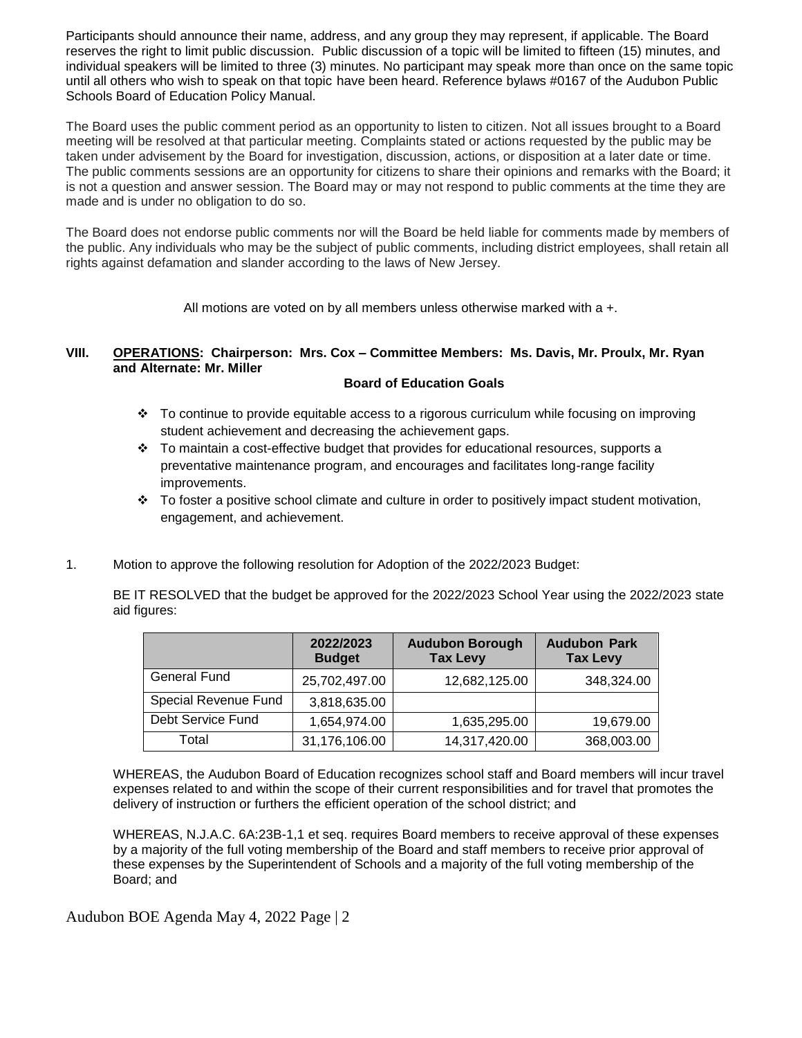Participants should announce their name, address, and any group they may represent, if applicable. The Board reserves the right to limit public discussion. Public discussion of a topic will be limited to fifteen (15) minutes, and individual speakers will be limited to three (3) minutes. No participant may speak more than once on the same topic until all others who wish to speak on that topic have been heard. Reference bylaws #0167 of the Audubon Public Schools Board of Education Policy Manual.

The Board uses the public comment period as an opportunity to listen to citizen. Not all issues brought to a Board meeting will be resolved at that particular meeting. Complaints stated or actions requested by the public may be taken under advisement by the Board for investigation, discussion, actions, or disposition at a later date or time. The public comments sessions are an opportunity for citizens to share their opinions and remarks with the Board; it is not a question and answer session. The Board may or may not respond to public comments at the time they are made and is under no obligation to do so.

The Board does not endorse public comments nor will the Board be held liable for comments made by members of the public. Any individuals who may be the subject of public comments, including district employees, shall retain all rights against defamation and slander according to the laws of New Jersey.

All motions are voted on by all members unless otherwise marked with a +.

## VIII. OPERATIONS: Chairperson: Mrs. Cox – Committee Members: Ms. Davis, Mr. Proulx, Mr. Ryan and Alternate: Mr. Miller

**Board of Education Goals**

- To continue to provide equitable access to a rigorous curriculum while focusing on improving student achievement and decreasing the achievement gaps.
- To maintain a cost-effective budget that provides for educational resources, supports a preventative maintenance program, and encourages and facilitates long-range facility improvements.
- To foster a positive school climate and culture in order to positively impact student motivation, engagement, and achievement.

1. Motion to approve the following resolution for Adoption of the 2022/2023 Budget:

BE IT RESOLVED that the budget be approved for the 2022/2023 School Year using the 2022/2023 state aid figures:

| | 2022/2023 Budget | Audubon Borough Tax Levy | Audubon Park Tax Levy |
|---|---|---|---|
| General Fund | 25,702,497.00 | 12,682,125.00 | 348,324.00 |
| Special Revenue Fund | 3,818,635.00 | | |
| Debt Service Fund | 1,654,974.00 | 1,635,295.00 | 19,679.00 |
| Total | 31,176,106.00 | 14,317,420.00 | 368,003.00 |

WHEREAS, the Audubon Board of Education recognizes school staff and Board members will incur travel expenses related to and within the scope of their current responsibilities and for travel that promotes the delivery of instruction or furthers the efficient operation of the school district; and

WHEREAS, N.J.A.C. 6A:23B-1,1 et seq. requires Board members to receive approval of these expenses by a majority of the full voting membership of the Board and staff members to receive prior approval of these expenses by the Superintendent of Schools and a majority of the full voting membership of the Board; and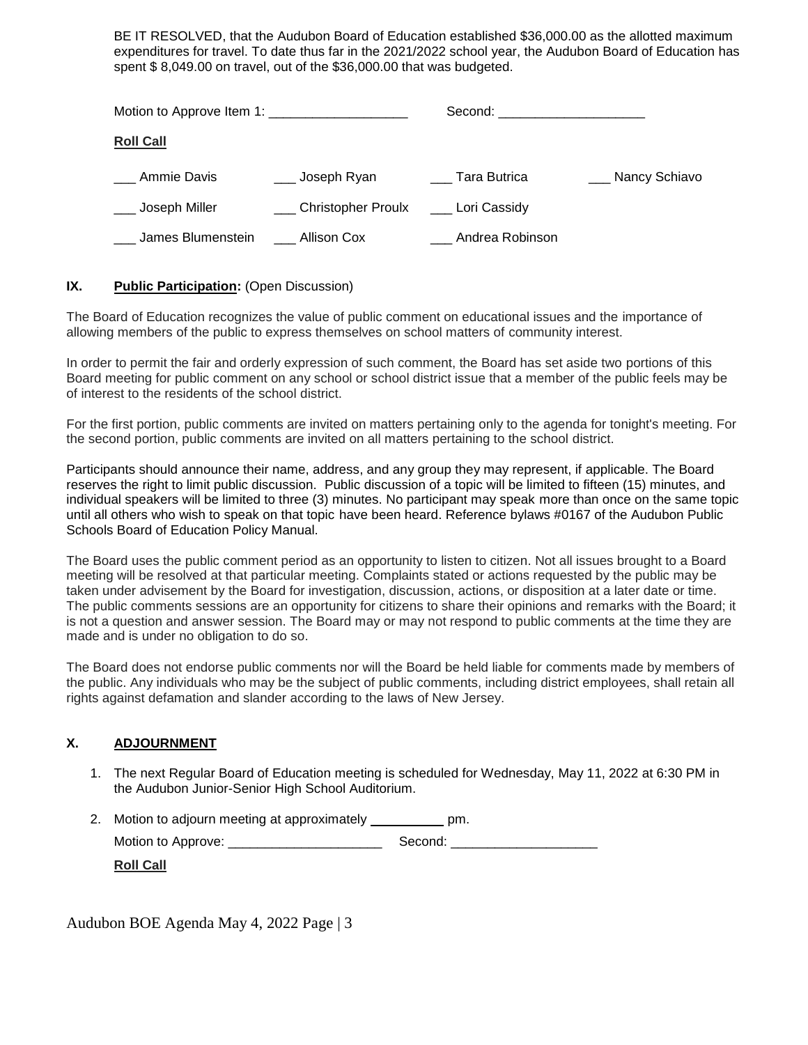BE IT RESOLVED, that the Audubon Board of Education established $36,000.00 as the allotted maximum expenditures for travel. To date thus far in the 2021/2022 school year, the Audubon Board of Education has spent $ 8,049.00 on travel, out of the $36,000.00 that was budgeted.

Motion to Approve Item 1: ___________________ Second: ____________________

**Roll Call**

| | | | |
|---|---|---|---|
| ___ Ammie Davis | ___ Joseph Ryan | ___ Tara Butrica | ___ Nancy Schiavo |
| ___ Joseph Miller | ___ Christopher Proulx | ___ Lori Cassidy | |
| ___ James Blumenstein | ___ Allison Cox | ___ Andrea Robinson | |

## IX. **Public Participation:** (Open Discussion)

The Board of Education recognizes the value of public comment on educational issues and the importance of allowing members of the public to express themselves on school matters of community interest.

In order to permit the fair and orderly expression of such comment, the Board has set aside two portions of this Board meeting for public comment on any school or school district issue that a member of the public feels may be of interest to the residents of the school district.

For the first portion, public comments are invited on matters pertaining only to the agenda for tonight's meeting. For the second portion, public comments are invited on all matters pertaining to the school district.

Participants should announce their name, address, and any group they may represent, if applicable. The Board reserves the right to limit public discussion. Public discussion of a topic will be limited to fifteen (15) minutes, and individual speakers will be limited to three (3) minutes. No participant may speak more than once on the same topic until all others who wish to speak on that topic have been heard. Reference bylaws #0167 of the Audubon Public Schools Board of Education Policy Manual.

The Board uses the public comment period as an opportunity to listen to citizen. Not all issues brought to a Board meeting will be resolved at that particular meeting. Complaints stated or actions requested by the public may be taken under advisement by the Board for investigation, discussion, actions, or disposition at a later date or time. The public comments sessions are an opportunity for citizens to share their opinions and remarks with the Board; it is not a question and answer session. The Board may or may not respond to public comments at the time they are made and is under no obligation to do so.

The Board does not endorse public comments nor will the Board be held liable for comments made by members of the public. Any individuals who may be the subject of public comments, including district employees, shall retain all rights against defamation and slander according to the laws of New Jersey.

## X. ADJOURNMENT

1. The next Regular Board of Education meeting is scheduled for Wednesday, May 11, 2022 at 6:30 PM in the Audubon Junior-Senior High School Auditorium.
2. Motion to adjourn meeting at approximately __________ pm.

   Motion to Approve: _____________________ Second: ____________________

   **Roll Call**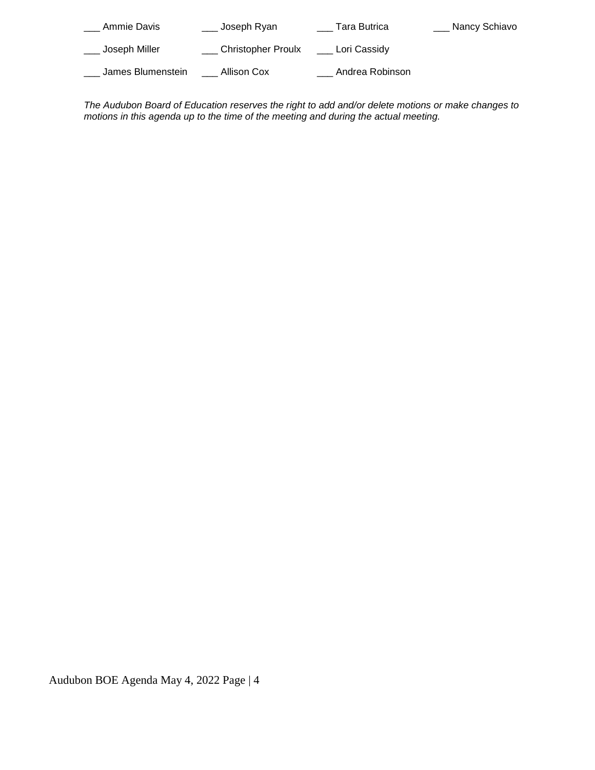| | | | |
|---|---|---|---|
| ___ Ammie Davis | ___ Joseph Ryan | ___ Tara Butrica | ___ Nancy Schiavo |
| ___ Joseph Miller | ___ Christopher Proulx | ___ Lori Cassidy | |
| ___ James Blumenstein | ___ Allison Cox | ___ Andrea Robinson | |

*The Audubon Board of Education reserves the right to add and/or delete motions or make changes to motions in this agenda up to the time of the meeting and during the actual meeting.*